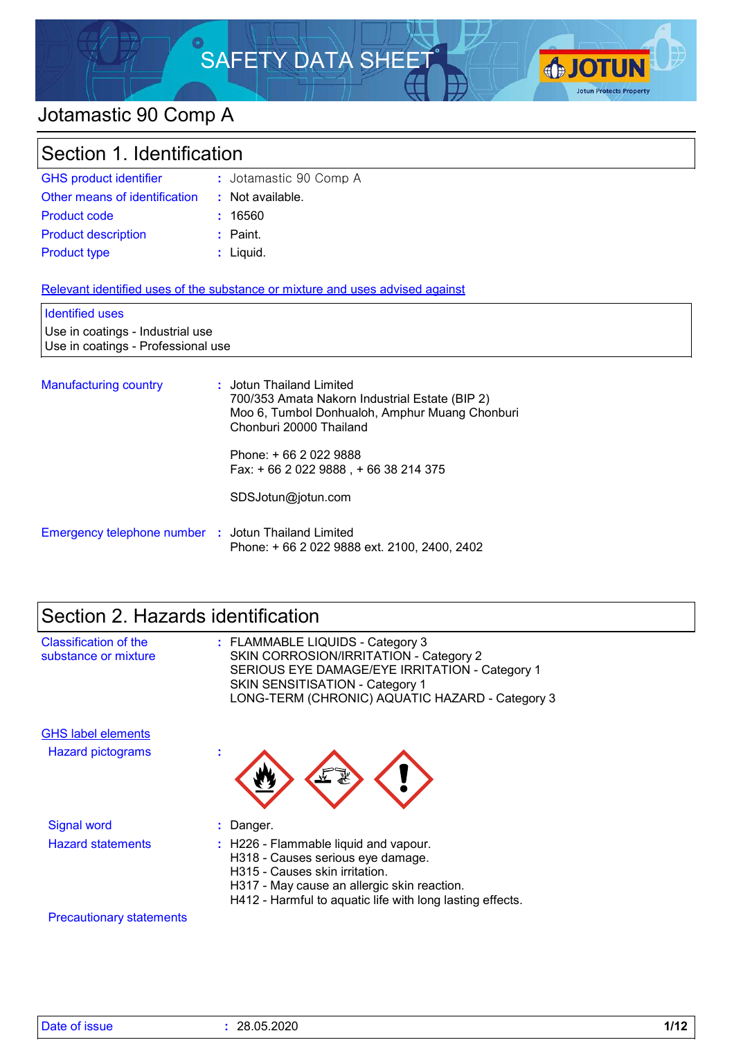# SAFETY DATA SHEET

# Jotamastic 90 Comp A

## Section 1. Identification

| | | |
|---|---|---|
| GHS product identifier | : | Jotamastic 90 Comp A |
| Other means of identification | : | Not available. |
| Product code | : | 16560 |
| Product description | : | Paint. |
| Product type | : | Liquid. |

### Relevant identified uses of the substance or mixture and uses advised against

**Identified uses**

Use in coatings - Industrial use
Use in coatings - Professional use

**Manufacturing country** : Jotun Thailand Limited
700/353 Amata Nakorn Industrial Estate (BIP 2)
Moo 6, Tumbol Donhualoh, Amphur Muang Chonburi
Chonburi 20000 Thailand

Phone: + 66 2 022 9888
Fax: + 66 2 022 9888 , + 66 38 214 375

SDSJotun@jotun.com

**Emergency telephone number** : Jotun Thailand Limited
Phone: + 66 2 022 9888 ext. 2100, 2400, 2402

## Section 2. Hazards identification

**Classification of the substance or mixture** : FLAMMABLE LIQUIDS - Category 3
SKIN CORROSION/IRRITATION - Category 2
SERIOUS EYE DAMAGE/EYE IRRITATION - Category 1
SKIN SENSITISATION - Category 1
LONG-TERM (CHRONIC) AQUATIC HAZARD - Category 3

### GHS label elements

**Hazard pictograms** :

**Signal word** : Danger.

**Hazard statements** : H226 - Flammable liquid and vapour.
H318 - Causes serious eye damage.
H315 - Causes skin irritation.
H317 - May cause an allergic skin reaction.
H412 - Harmful to aquatic life with long lasting effects.

**Precautionary statements**

Date of issue : 28.05.2020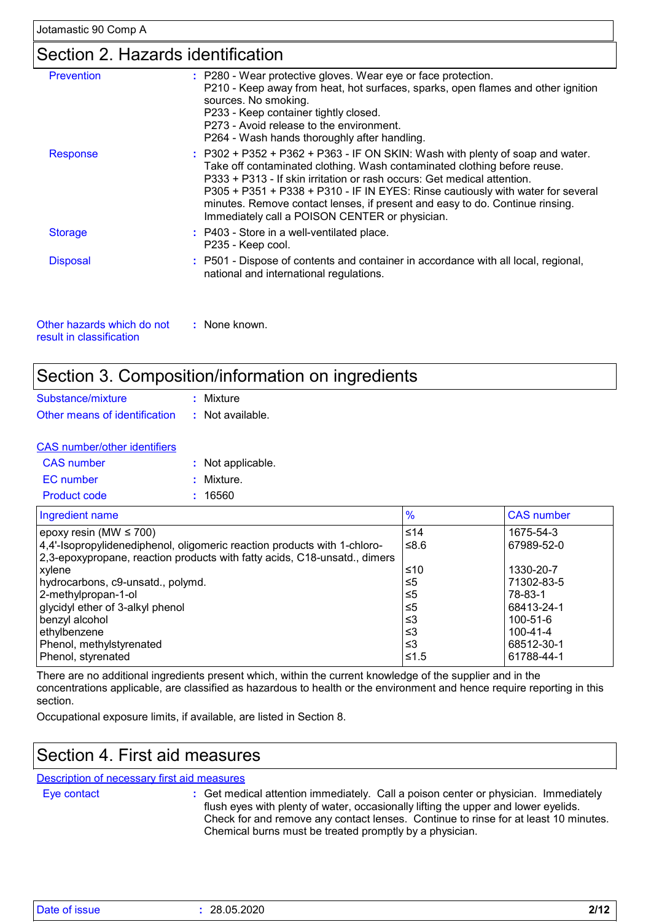## Section 2. Hazards identification

**Prevention** : P280 - Wear protective gloves. Wear eye or face protection.
P210 - Keep away from heat, hot surfaces, sparks, open flames and other ignition sources. No smoking.
P233 - Keep container tightly closed.
P273 - Avoid release to the environment.
P264 - Wash hands thoroughly after handling.

**Response** : P302 + P352 + P362 + P363 - IF ON SKIN: Wash with plenty of soap and water. Take off contaminated clothing. Wash contaminated clothing before reuse.
P333 + P313 - If skin irritation or rash occurs: Get medical attention.
P305 + P351 + P338 + P310 - IF IN EYES: Rinse cautiously with water for several minutes. Remove contact lenses, if present and easy to do. Continue rinsing. Immediately call a POISON CENTER or physician.

**Storage** : P403 - Store in a well-ventilated place.
P235 - Keep cool.

**Disposal** : P501 - Dispose of contents and container in accordance with all local, regional, national and international regulations.

**Other hazards which do not result in classification** : None known.

## Section 3. Composition/information on ingredients

**Substance/mixture** : Mixture

**Other means of identification** : Not available.

**CAS number/other identifiers**

**CAS number** : Not applicable.

**EC number** : Mixture.

**Product code** : 16560

| Ingredient name | % | CAS number |
|---|---|---|
| epoxy resin (MW ≤ 700) | ≤14 | 1675-54-3 |
| 4,4'-Isopropylidenediphenol, oligomeric reaction products with 1-chloro-2,3-epoxypropane, reaction products with fatty acids, C18-unsatd., dimers | ≤8.6 | 67989-52-0 |
| xylene | ≤10 | 1330-20-7 |
| hydrocarbons, c9-unsatd., polymd. | ≤5 | 71302-83-5 |
| 2-methylpropan-1-ol | ≤5 | 78-83-1 |
| glycidyl ether of 3-alkyl phenol | ≤5 | 68413-24-1 |
| benzyl alcohol | ≤3 | 100-51-6 |
| ethylbenzene | ≤3 | 100-41-4 |
| Phenol, methylstyrenated | ≤3 | 68512-30-1 |
| Phenol, styrenated | ≤1.5 | 61788-44-1 |

There are no additional ingredients present which, within the current knowledge of the supplier and in the concentrations applicable, are classified as hazardous to health or the environment and hence require reporting in this section.

Occupational exposure limits, if available, are listed in Section 8.

## Section 4. First aid measures

**Description of necessary first aid measures**

**Eye contact** : Get medical attention immediately. Call a poison center or physician. Immediately flush eyes with plenty of water, occasionally lifting the upper and lower eyelids. Check for and remove any contact lenses. Continue to rinse for at least 10 minutes. Chemical burns must be treated promptly by a physician.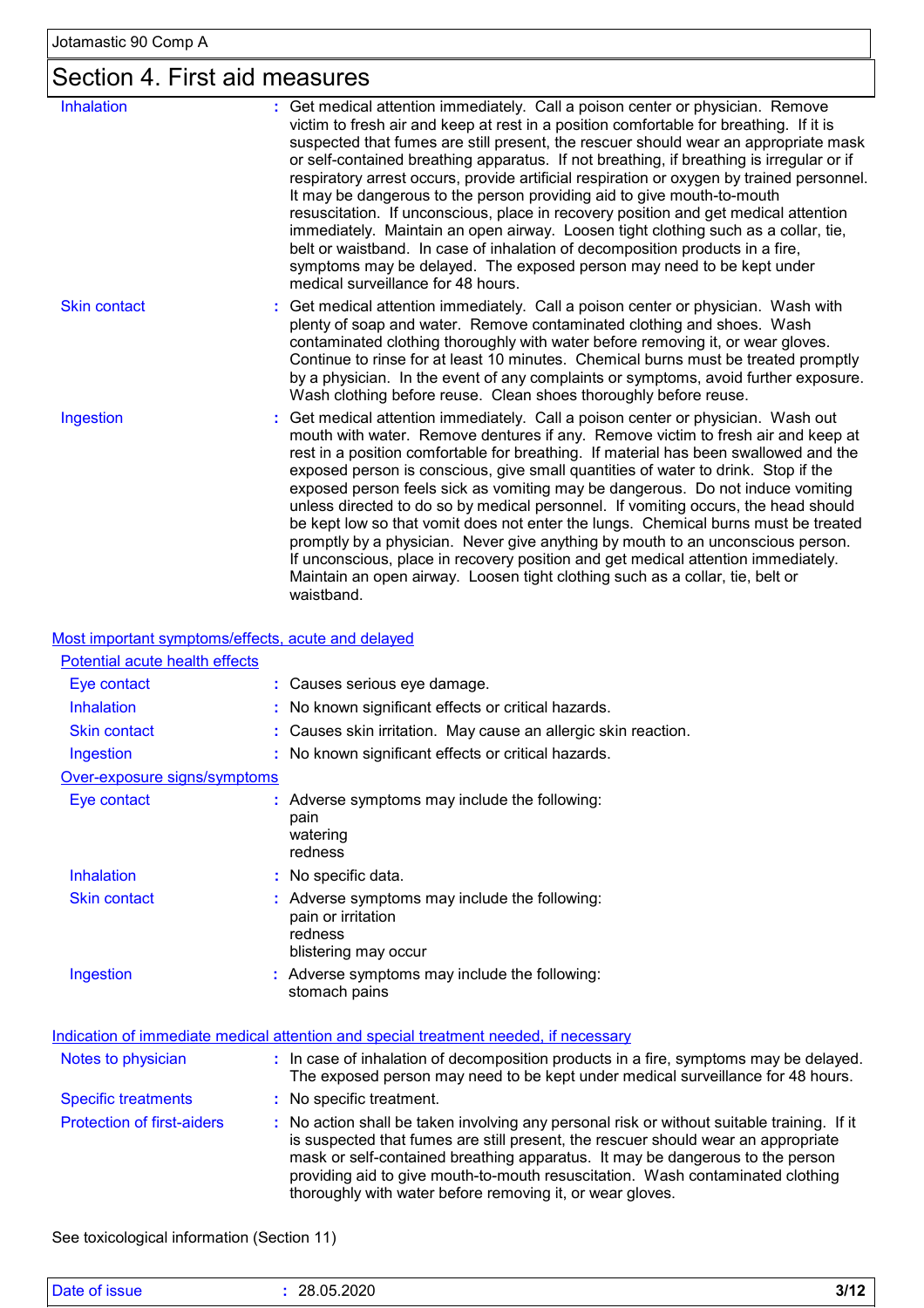# Section 4. First aid measures

**Inhalation** : Get medical attention immediately. Call a poison center or physician. Remove victim to fresh air and keep at rest in a position comfortable for breathing. If it is suspected that fumes are still present, the rescuer should wear an appropriate mask or self-contained breathing apparatus. If not breathing, if breathing is irregular or if respiratory arrest occurs, provide artificial respiration or oxygen by trained personnel. It may be dangerous to the person providing aid to give mouth-to-mouth resuscitation. If unconscious, place in recovery position and get medical attention immediately. Maintain an open airway. Loosen tight clothing such as a collar, tie, belt or waistband. In case of inhalation of decomposition products in a fire, symptoms may be delayed. The exposed person may need to be kept under medical surveillance for 48 hours.

**Skin contact** : Get medical attention immediately. Call a poison center or physician. Wash with plenty of soap and water. Remove contaminated clothing and shoes. Wash contaminated clothing thoroughly with water before removing it, or wear gloves. Continue to rinse for at least 10 minutes. Chemical burns must be treated promptly by a physician. In the event of any complaints or symptoms, avoid further exposure. Wash clothing before reuse. Clean shoes thoroughly before reuse.

**Ingestion** : Get medical attention immediately. Call a poison center or physician. Wash out mouth with water. Remove dentures if any. Remove victim to fresh air and keep at rest in a position comfortable for breathing. If material has been swallowed and the exposed person is conscious, give small quantities of water to drink. Stop if the exposed person feels sick as vomiting may be dangerous. Do not induce vomiting unless directed to do so by medical personnel. If vomiting occurs, the head should be kept low so that vomit does not enter the lungs. Chemical burns must be treated promptly by a physician. Never give anything by mouth to an unconscious person. If unconscious, place in recovery position and get medical attention immediately. Maintain an open airway. Loosen tight clothing such as a collar, tie, belt or waistband.

## Most important symptoms/effects, acute and delayed

### Potential acute health effects

**Eye contact** : Causes serious eye damage.

**Inhalation** : No known significant effects or critical hazards.

**Skin contact** : Causes skin irritation. May cause an allergic skin reaction.

**Ingestion** : No known significant effects or critical hazards.

### Over-exposure signs/symptoms

**Eye contact** : Adverse symptoms may include the following:
pain
watering
redness

**Inhalation** : No specific data.

**Skin contact** : Adverse symptoms may include the following:
pain or irritation
redness
blistering may occur

**Ingestion** : Adverse symptoms may include the following:
stomach pains

## Indication of immediate medical attention and special treatment needed, if necessary

**Notes to physician** : In case of inhalation of decomposition products in a fire, symptoms may be delayed. The exposed person may need to be kept under medical surveillance for 48 hours.

**Specific treatments** : No specific treatment.

**Protection of first-aiders** : No action shall be taken involving any personal risk or without suitable training. If it is suspected that fumes are still present, the rescuer should wear an appropriate mask or self-contained breathing apparatus. It may be dangerous to the person providing aid to give mouth-to-mouth resuscitation. Wash contaminated clothing thoroughly with water before removing it, or wear gloves.

See toxicological information (Section 11)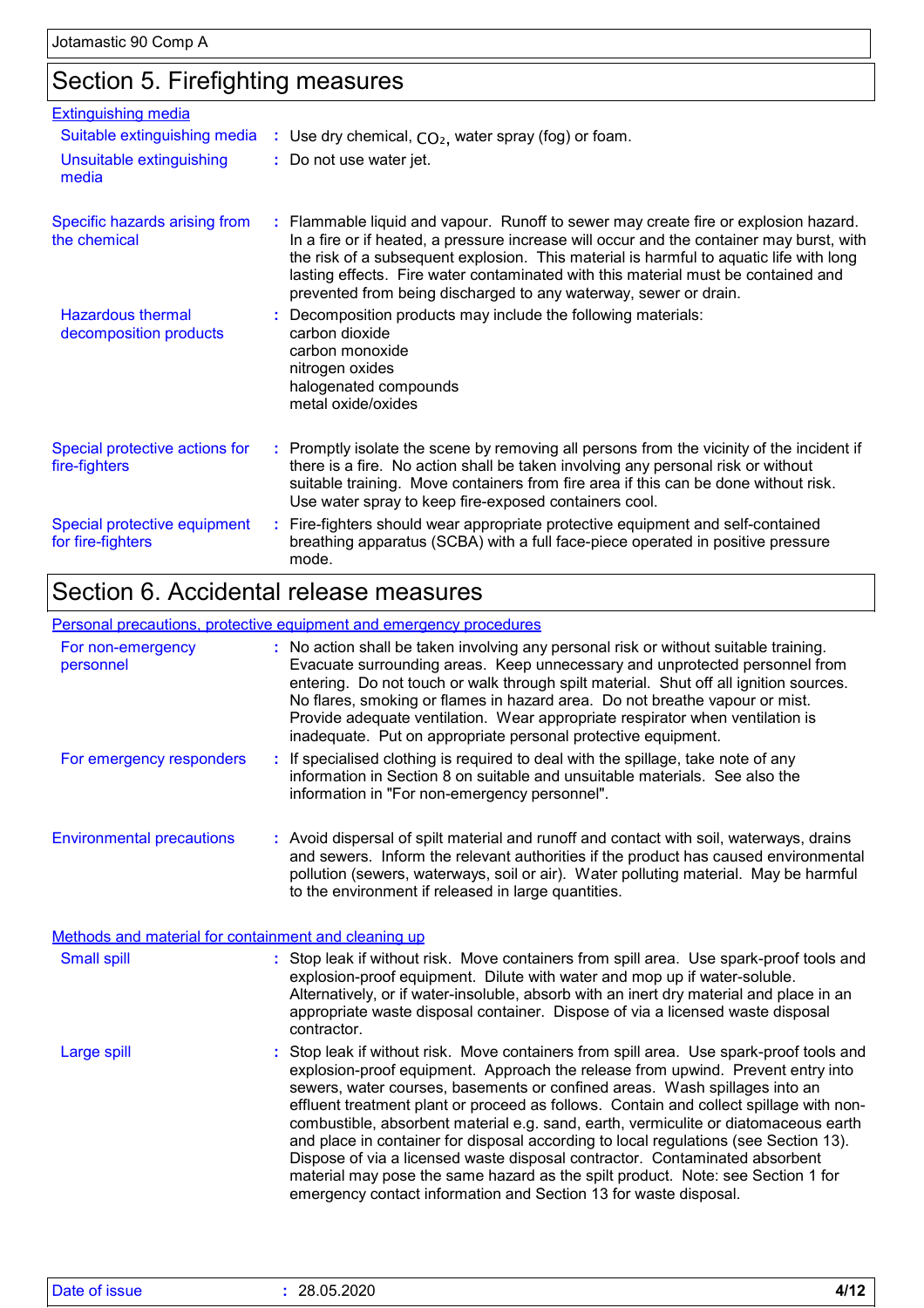## Section 5. Firefighting measures

**Extinguishing media**

**Suitable extinguishing media** : Use dry chemical, $CO_2$, water spray (fog) or foam.

**Unsuitable extinguishing media** : Do not use water jet.

**Specific hazards arising from the chemical** : Flammable liquid and vapour. Runoff to sewer may create fire or explosion hazard. In a fire or if heated, a pressure increase will occur and the container may burst, with the risk of a subsequent explosion. This material is harmful to aquatic life with long lasting effects. Fire water contaminated with this material must be contained and prevented from being discharged to any waterway, sewer or drain.

**Hazardous thermal decomposition products** : Decomposition products may include the following materials:
carbon dioxide
carbon monoxide
nitrogen oxides
halogenated compounds
metal oxide/oxides

**Special protective actions for fire-fighters** : Promptly isolate the scene by removing all persons from the vicinity of the incident if there is a fire. No action shall be taken involving any personal risk or without suitable training. Move containers from fire area if this can be done without risk. Use water spray to keep fire-exposed containers cool.

**Special protective equipment for fire-fighters** : Fire-fighters should wear appropriate protective equipment and self-contained breathing apparatus (SCBA) with a full face-piece operated in positive pressure mode.

## Section 6. Accidental release measures

**Personal precautions, protective equipment and emergency procedures**

**For non-emergency personnel** : No action shall be taken involving any personal risk or without suitable training. Evacuate surrounding areas. Keep unnecessary and unprotected personnel from entering. Do not touch or walk through spilt material. Shut off all ignition sources. No flares, smoking or flames in hazard area. Do not breathe vapour or mist. Provide adequate ventilation. Wear appropriate respirator when ventilation is inadequate. Put on appropriate personal protective equipment.

**For emergency responders** : If specialised clothing is required to deal with the spillage, take note of any information in Section 8 on suitable and unsuitable materials. See also the information in "For non-emergency personnel".

**Environmental precautions** : Avoid dispersal of spilt material and runoff and contact with soil, waterways, drains and sewers. Inform the relevant authorities if the product has caused environmental pollution (sewers, waterways, soil or air). Water polluting material. May be harmful to the environment if released in large quantities.

**Methods and material for containment and cleaning up**

**Small spill** : Stop leak if without risk. Move containers from spill area. Use spark-proof tools and explosion-proof equipment. Dilute with water and mop up if water-soluble. Alternatively, or if water-insoluble, absorb with an inert dry material and place in an appropriate waste disposal container. Dispose of via a licensed waste disposal contractor.

**Large spill** : Stop leak if without risk. Move containers from spill area. Use spark-proof tools and explosion-proof equipment. Approach the release from upwind. Prevent entry into sewers, water courses, basements or confined areas. Wash spillages into an effluent treatment plant or proceed as follows. Contain and collect spillage with non-combustible, absorbent material e.g. sand, earth, vermiculite or diatomaceous earth and place in container for disposal according to local regulations (see Section 13). Dispose of via a licensed waste disposal contractor. Contaminated absorbent material may pose the same hazard as the spilt product. Note: see Section 1 for emergency contact information and Section 13 for waste disposal.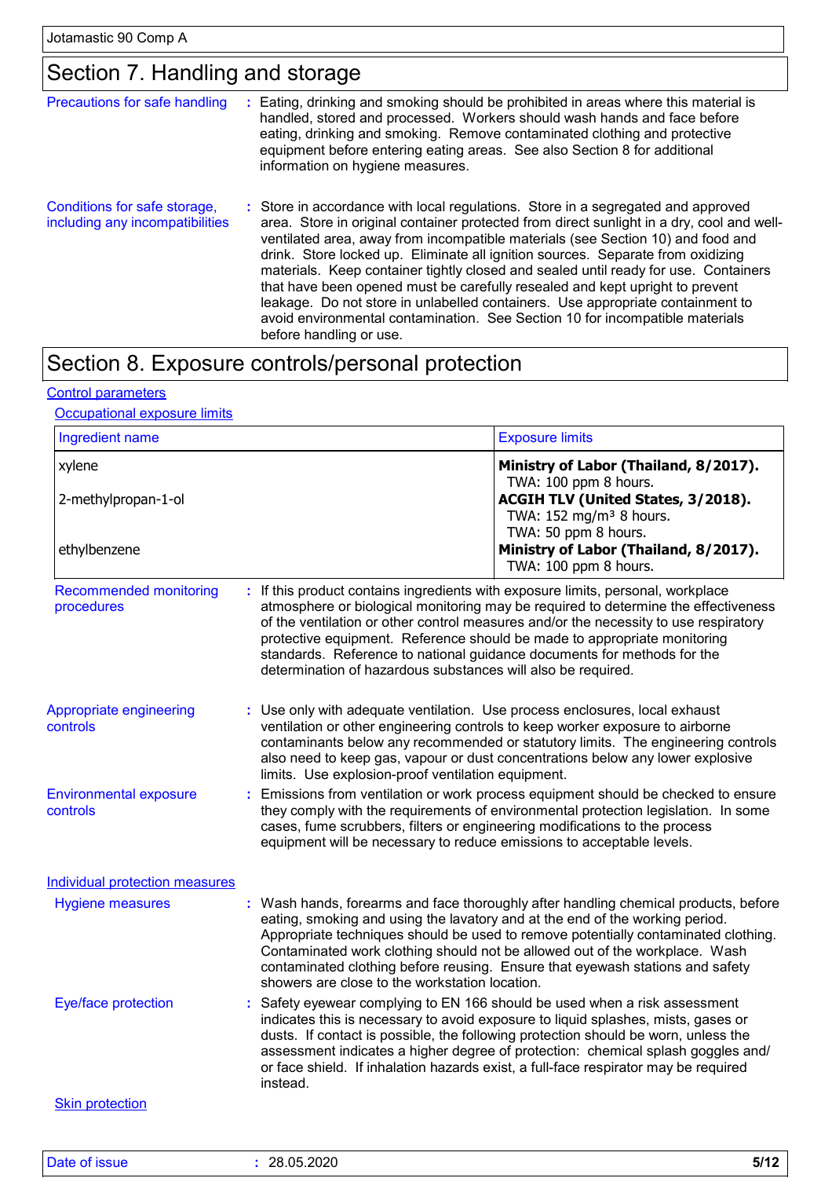## Section 7. Handling and storage

**Precautions for safe handling** : Eating, drinking and smoking should be prohibited in areas where this material is handled, stored and processed. Workers should wash hands and face before eating, drinking and smoking. Remove contaminated clothing and protective equipment before entering eating areas. See also Section 8 for additional information on hygiene measures.

**Conditions for safe storage, including any incompatibilities** : Store in accordance with local regulations. Store in a segregated and approved area. Store in original container protected from direct sunlight in a dry, cool and well-ventilated area, away from incompatible materials (see Section 10) and food and drink. Store locked up. Eliminate all ignition sources. Separate from oxidizing materials. Keep container tightly closed and sealed until ready for use. Containers that have been opened must be carefully resealed and kept upright to prevent leakage. Do not store in unlabelled containers. Use appropriate containment to avoid environmental contamination. See Section 10 for incompatible materials before handling or use.

## Section 8. Exposure controls/personal protection

### Control parameters

#### Occupational exposure limits

| Ingredient name | Exposure limits |
|---|---|
| xylene | **Ministry of Labor (Thailand, 8/2017).**<br>TWA: 100 ppm 8 hours. |
| 2-methylpropan-1-ol | **ACGIH TLV (United States, 3/2018).**<br>TWA: 152 mg/m³ 8 hours.<br>TWA: 50 ppm 8 hours. |
| ethylbenzene | **Ministry of Labor (Thailand, 8/2017).**<br>TWA: 100 ppm 8 hours. |

**Recommended monitoring procedures** : If this product contains ingredients with exposure limits, personal, workplace atmosphere or biological monitoring may be required to determine the effectiveness of the ventilation or other control measures and/or the necessity to use respiratory protective equipment. Reference should be made to appropriate monitoring standards. Reference to national guidance documents for methods for the determination of hazardous substances will also be required.

**Appropriate engineering controls** : Use only with adequate ventilation. Use process enclosures, local exhaust ventilation or other engineering controls to keep worker exposure to airborne contaminants below any recommended or statutory limits. The engineering controls also need to keep gas, vapour or dust concentrations below any lower explosive limits. Use explosion-proof ventilation equipment.

**Environmental exposure controls** : Emissions from ventilation or work process equipment should be checked to ensure they comply with the requirements of environmental protection legislation. In some cases, fume scrubbers, filters or engineering modifications to the process equipment will be necessary to reduce emissions to acceptable levels.

### Individual protection measures

**Hygiene measures** : Wash hands, forearms and face thoroughly after handling chemical products, before eating, smoking and using the lavatory and at the end of the working period. Appropriate techniques should be used to remove potentially contaminated clothing. Contaminated work clothing should not be allowed out of the workplace. Wash contaminated clothing before reusing. Ensure that eyewash stations and safety showers are close to the workstation location.

**Eye/face protection** : Safety eyewear complying to EN 166 should be used when a risk assessment indicates this is necessary to avoid exposure to liquid splashes, mists, gases or dusts. If contact is possible, the following protection should be worn, unless the assessment indicates a higher degree of protection: chemical splash goggles and/ or face shield. If inhalation hazards exist, a full-face respirator may be required instead.

#### Skin protection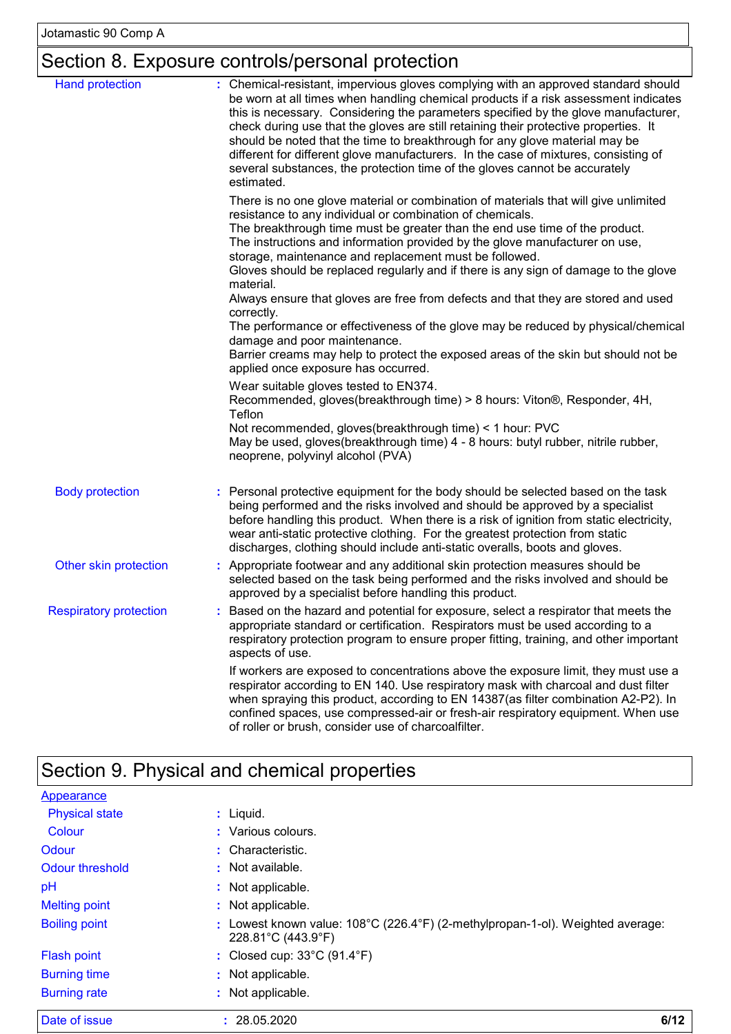## Section 8. Exposure controls/personal protection

**Hand protection** : Chemical-resistant, impervious gloves complying with an approved standard should be worn at all times when handling chemical products if a risk assessment indicates this is necessary. Considering the parameters specified by the glove manufacturer, check during use that the gloves are still retaining their protective properties. It should be noted that the time to breakthrough for any glove material may be different for different glove manufacturers. In the case of mixtures, consisting of several substances, the protection time of the gloves cannot be accurately estimated.

There is no one glove material or combination of materials that will give unlimited resistance to any individual or combination of chemicals.
The breakthrough time must be greater than the end use time of the product.
The instructions and information provided by the glove manufacturer on use, storage, maintenance and replacement must be followed.
Gloves should be replaced regularly and if there is any sign of damage to the glove material.
Always ensure that gloves are free from defects and that they are stored and used correctly.
The performance or effectiveness of the glove may be reduced by physical/chemical damage and poor maintenance.
Barrier creams may help to protect the exposed areas of the skin but should not be applied once exposure has occurred.

Wear suitable gloves tested to EN374.
Recommended, gloves(breakthrough time) > 8 hours: Viton®, Responder, 4H, Teflon
Not recommended, gloves(breakthrough time) < 1 hour: PVC
May be used, gloves(breakthrough time) 4 - 8 hours: butyl rubber, nitrile rubber, neoprene, polyvinyl alcohol (PVA)

**Body protection** : Personal protective equipment for the body should be selected based on the task being performed and the risks involved and should be approved by a specialist before handling this product. When there is a risk of ignition from static electricity, wear anti-static protective clothing. For the greatest protection from static discharges, clothing should include anti-static overalls, boots and gloves.

**Other skin protection** : Appropriate footwear and any additional skin protection measures should be selected based on the task being performed and the risks involved and should be approved by a specialist before handling this product.

**Respiratory protection** : Based on the hazard and potential for exposure, select a respirator that meets the appropriate standard or certification. Respirators must be used according to a respiratory protection program to ensure proper fitting, training, and other important aspects of use.

If workers are exposed to concentrations above the exposure limit, they must use a respirator according to EN 140. Use respiratory mask with charcoal and dust filter when spraying this product, according to EN 14387(as filter combination A2-P2). In confined spaces, use compressed-air or fresh-air respiratory equipment. When use of roller or brush, consider use of charcoalfilter.

## Section 9. Physical and chemical properties

**Appearance**

| Property | Value |
|---|---|
| Physical state | Liquid. |
| Colour | Various colours. |
| Odour | Characteristic. |
| Odour threshold | Not available. |
| pH | Not applicable. |
| Melting point | Not applicable. |
| Boiling point | Lowest known value: 108°C (226.4°F) (2-methylpropan-1-ol). Weighted average: 228.81°C (443.9°F) |
| Flash point | Closed cup: 33°C (91.4°F) |
| Burning time | Not applicable. |
| Burning rate | Not applicable. |

Date of issue : 28.05.2020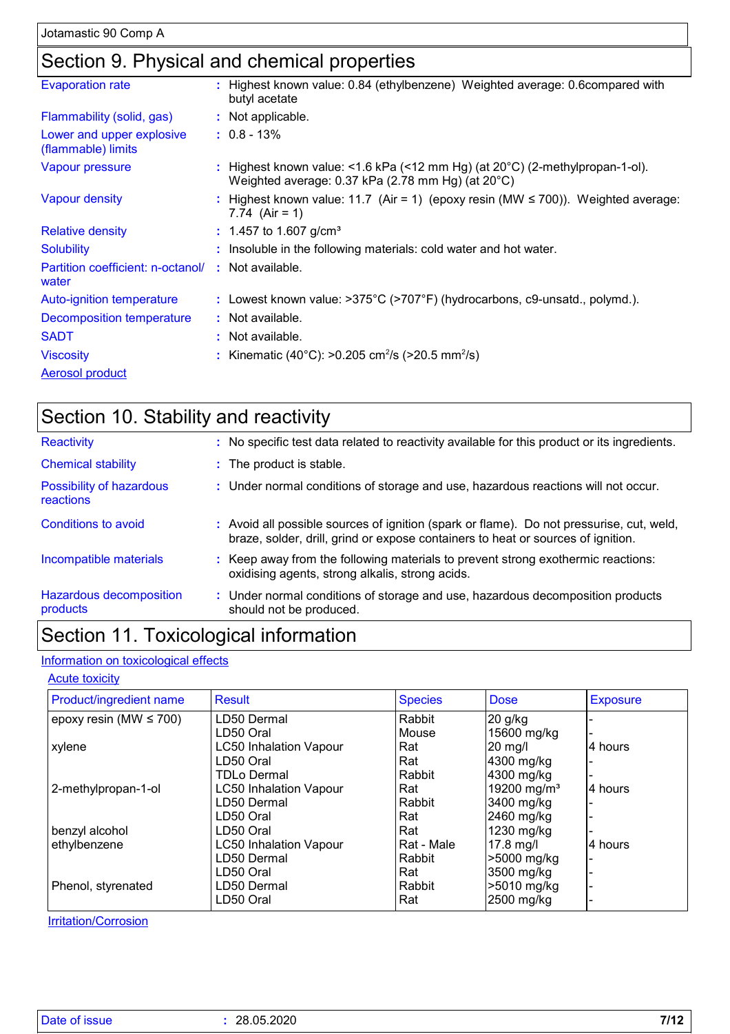## Section 9. Physical and chemical properties

| | | |
|---|---|---|
| Evaporation rate | : | Highest known value: 0.84 (ethylbenzene) Weighted average: 0.6compared with butyl acetate |
| Flammability (solid, gas) | : | Not applicable. |
| Lower and upper explosive (flammable) limits | : | 0.8 - 13% |
| Vapour pressure | : | Highest known value: <1.6 kPa (<12 mm Hg) (at 20°C) (2-methylpropan-1-ol). Weighted average: 0.37 kPa (2.78 mm Hg) (at 20°C) |
| Vapour density | : | Highest known value: 11.7 (Air = 1) (epoxy resin (MW ≤ 700)). Weighted average: 7.74 (Air = 1) |
| Relative density | : | 1.457 to 1.607 g/cm³ |
| Solubility | : | Insoluble in the following materials: cold water and hot water. |
| Partition coefficient: n-octanol/ water | : | Not available. |
| Auto-ignition temperature | : | Lowest known value: >375°C (>707°F) (hydrocarbons, c9-unsatd., polymd.). |
| Decomposition temperature | : | Not available. |
| SADT | : | Not available. |
| Viscosity | : | Kinematic (40°C): >0.205 $cm^2/s$ (>20.5 $mm^2/s$) |
| Aerosol product | | |

## Section 10. Stability and reactivity

| | | |
|---|---|---|
| Reactivity | : | No specific test data related to reactivity available for this product or its ingredients. |
| Chemical stability | : | The product is stable. |
| Possibility of hazardous reactions | : | Under normal conditions of storage and use, hazardous reactions will not occur. |
| Conditions to avoid | : | Avoid all possible sources of ignition (spark or flame). Do not pressurise, cut, weld, braze, solder, drill, grind or expose containers to heat or sources of ignition. |
| Incompatible materials | : | Keep away from the following materials to prevent strong exothermic reactions: oxidising agents, strong alkalis, strong acids. |
| Hazardous decomposition products | : | Under normal conditions of storage and use, hazardous decomposition products should not be produced. |

## Section 11. Toxicological information

### Information on toxicological effects

#### Acute toxicity

| Product/ingredient name | Result | Species | Dose | Exposure |
|---|---|---|---|---|
| epoxy resin (MW ≤ 700) | LD50 Dermal | Rabbit | 20 g/kg | - |
| | LD50 Oral | Mouse | 15600 mg/kg | - |
| xylene | LC50 Inhalation Vapour | Rat | 20 mg/l | 4 hours |
| | LD50 Oral | Rat | 4300 mg/kg | - |
| | TDLo Dermal | Rabbit | 4300 mg/kg | - |
| 2-methylpropan-1-ol | LC50 Inhalation Vapour | Rat | 19200 mg/m³ | 4 hours |
| | LD50 Dermal | Rabbit | 3400 mg/kg | - |
| | LD50 Oral | Rat | 2460 mg/kg | - |
| benzyl alcohol | LD50 Oral | Rat | 1230 mg/kg | - |
| ethylbenzene | LC50 Inhalation Vapour | Rat - Male | 17.8 mg/l | 4 hours |
| | LD50 Dermal | Rabbit | >5000 mg/kg | - |
| | LD50 Oral | Rat | 3500 mg/kg | - |
| Phenol, styrenated | LD50 Dermal | Rabbit | >5010 mg/kg | - |
| | LD50 Oral | Rat | 2500 mg/kg | - |

#### Irritation/Corrosion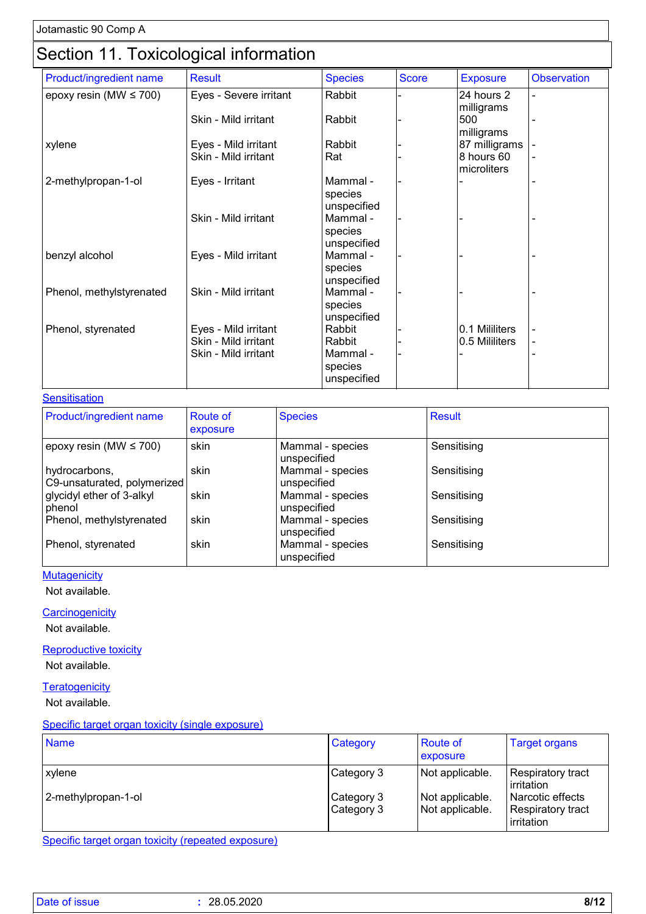## Section 11. Toxicological information

| Product/ingredient name | Result | Species | Score | Exposure | Observation |
|---|---|---|---|---|---|
| epoxy resin (MW ≤ 700) | Eyes - Severe irritant | Rabbit | - | 24 hours 2 milligrams | - |
| | Skin - Mild irritant | Rabbit | - | 500 milligrams | - |
| xylene | Eyes - Mild irritant | Rabbit | - | 87 milligrams | - |
| | Skin - Mild irritant | Rat | - | 8 hours 60 microliters | - |
| 2-methylpropan-1-ol | Eyes - Irritant | Mammal - species unspecified | - | - | - |
| | Skin - Mild irritant | Mammal - species unspecified | - | - | - |
| benzyl alcohol | Eyes - Mild irritant | Mammal - species unspecified | - | - | - |
| Phenol, methylstyrenated | Skin - Mild irritant | Mammal - species unspecified | - | - | - |
| Phenol, styrenated | Eyes - Mild irritant | Rabbit | - | 0.1 Mililiters | - |
| | Skin - Mild irritant | Rabbit | - | 0.5 Mililiters | - |
| | Skin - Mild irritant | Mammal - species unspecified | - | - | - |

### Sensitisation

| Product/ingredient name | Route of exposure | Species | Result |
|---|---|---|---|
| epoxy resin (MW ≤ 700) | skin | Mammal - species unspecified | Sensitising |
| hydrocarbons, C9-unsaturated, polymerized | skin | Mammal - species unspecified | Sensitising |
| glycidyl ether of 3-alkyl phenol | skin | Mammal - species unspecified | Sensitising |
| Phenol, methylstyrenated | skin | Mammal - species unspecified | Sensitising |
| Phenol, styrenated | skin | Mammal - species unspecified | Sensitising |

### Mutagenicity

Not available.

### Carcinogenicity

Not available.

### Reproductive toxicity

Not available.

### Teratogenicity

Not available.

### Specific target organ toxicity (single exposure)

| Name | Category | Route of exposure | Target organs |
|---|---|---|---|
| xylene | Category 3 | Not applicable. | Respiratory tract irritation |
| 2-methylpropan-1-ol | Category 3 | Not applicable. | Narcotic effects |
| | Category 3 | Not applicable. | Respiratory tract irritation |

### Specific target organ toxicity (repeated exposure)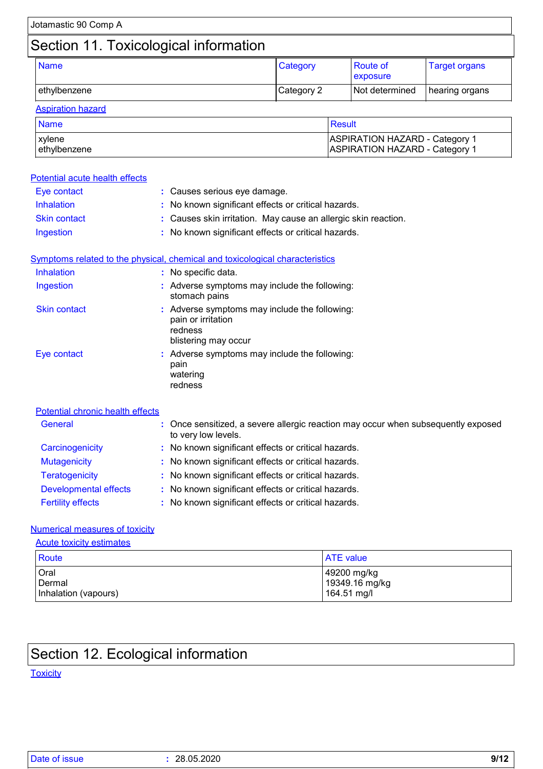# Section 11. Toxicological information

| Name | Category | Route of exposure | Target organs |
|---|---|---|---|
| ethylbenzene | Category 2 | Not determined | hearing organs |

**Aspiration hazard**

| Name | Result |
|---|---|
| xylene<br>ethylbenzene | ASPIRATION HAZARD - Category 1<br>ASPIRATION HAZARD - Category 1 |

**Potential acute health effects**

- **Eye contact** : Causes serious eye damage.
- **Inhalation** : No known significant effects or critical hazards.
- **Skin contact** : Causes skin irritation. May cause an allergic skin reaction.
- **Ingestion** : No known significant effects or critical hazards.

**Symptoms related to the physical, chemical and toxicological characteristics**

- **Inhalation** : No specific data.
- **Ingestion** : Adverse symptoms may include the following:
  stomach pains
- **Skin contact** : Adverse symptoms may include the following:
  pain or irritation
  redness
  blistering may occur
- **Eye contact** : Adverse symptoms may include the following:
  pain
  watering
  redness

**Potential chronic health effects**

- **General** : Once sensitized, a severe allergic reaction may occur when subsequently exposed to very low levels.
- **Carcinogenicity** : No known significant effects or critical hazards.
- **Mutagenicity** : No known significant effects or critical hazards.
- **Teratogenicity** : No known significant effects or critical hazards.
- **Developmental effects** : No known significant effects or critical hazards.
- **Fertility effects** : No known significant effects or critical hazards.

**Numerical measures of toxicity**

**Acute toxicity estimates**

| Route | ATE value |
|---|---|
| Oral<br>Dermal<br>Inhalation (vapours) | 49200 mg/kg<br>19349.16 mg/kg<br>164.51 mg/l |

# Section 12. Ecological information

**Toxicity**

Date of issue : 28.05.2020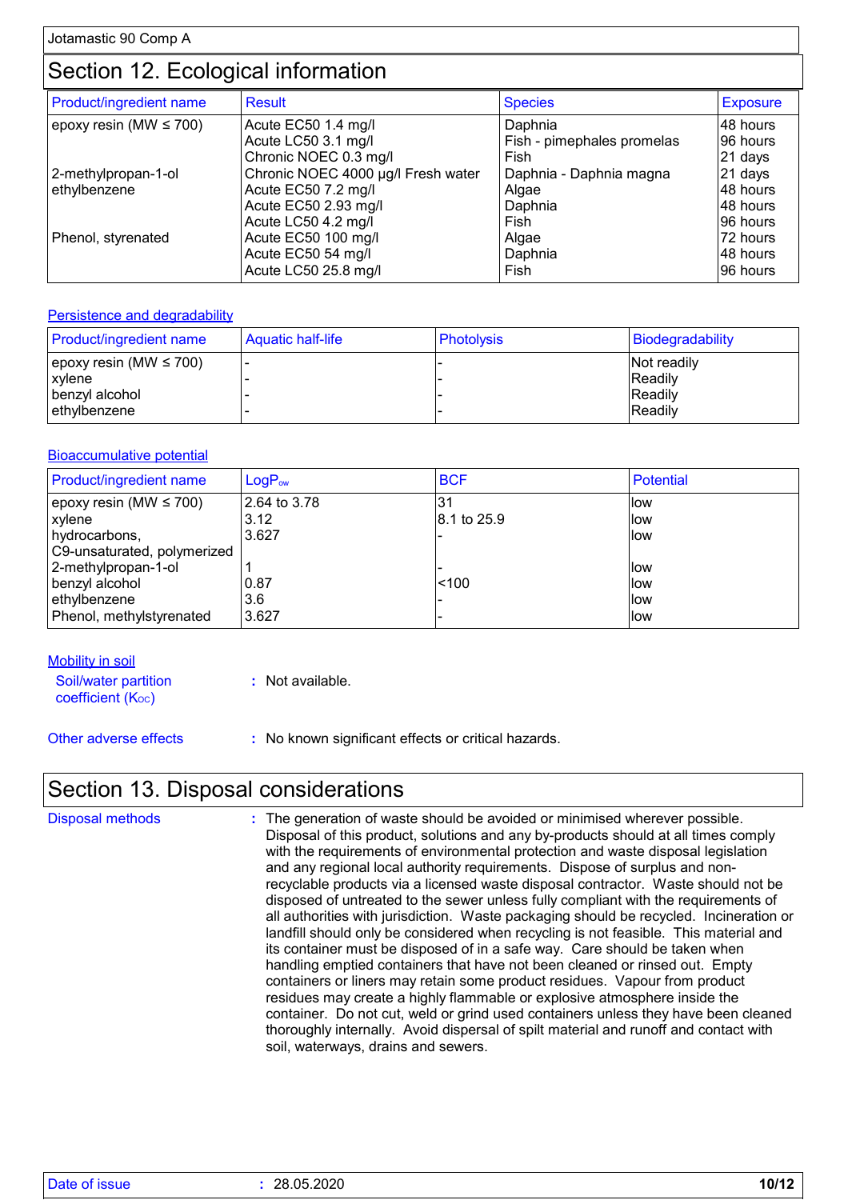# Section 12. Ecological information

| Product/ingredient name | Result | Species | Exposure |
|---|---|---|---|
| epoxy resin (MW ≤ 700) | Acute EC50 1.4 mg/l | Daphnia | 48 hours |
| | Acute LC50 3.1 mg/l | Fish - pimephales promelas | 96 hours |
| | Chronic NOEC 0.3 mg/l | Fish | 21 days |
| 2-methylpropan-1-ol | Chronic NOEC 4000 µg/l Fresh water | Daphnia - Daphnia magna | 21 days |
| ethylbenzene | Acute EC50 7.2 mg/l | Algae | 48 hours |
| | Acute EC50 2.93 mg/l | Daphnia | 48 hours |
| | Acute LC50 4.2 mg/l | Fish | 96 hours |
| Phenol, styrenated | Acute EC50 100 mg/l | Algae | 72 hours |
| | Acute EC50 54 mg/l | Daphnia | 48 hours |
| | Acute LC50 25.8 mg/l | Fish | 96 hours |

## Persistence and degradability

| Product/ingredient name | Aquatic half-life | Photolysis | Biodegradability |
|---|---|---|---|
| epoxy resin (MW ≤ 700) | - | - | Not readily |
| xylene | - | - | Readily |
| benzyl alcohol | - | - | Readily |
| ethylbenzene | - | - | Readily |

## Bioaccumulative potential

| Product/ingredient name | $LogP_{ow}$ | BCF | Potential |
|---|---|---|---|
| epoxy resin (MW ≤ 700) | 2.64 to 3.78 | 31 | low |
| xylene | 3.12 | 8.1 to 25.9 | low |
| hydrocarbons, C9-unsaturated, polymerized | 3.627 | - | low |
| 2-methylpropan-1-ol | 1 | - | low |
| benzyl alcohol | 0.87 | <100 | low |
| ethylbenzene | 3.6 | - | low |
| Phenol, methylstyrenated | 3.627 | - | low |

## Mobility in soil

Soil/water partition coefficient ($K_{OC}$) : Not available.

Other adverse effects : No known significant effects or critical hazards.

# Section 13. Disposal considerations

Disposal methods : The generation of waste should be avoided or minimised wherever possible. Disposal of this product, solutions and any by-products should at all times comply with the requirements of environmental protection and waste disposal legislation and any regional local authority requirements. Dispose of surplus and non-recyclable products via a licensed waste disposal contractor. Waste should not be disposed of untreated to the sewer unless fully compliant with the requirements of all authorities with jurisdiction. Waste packaging should be recycled. Incineration or landfill should only be considered when recycling is not feasible. This material and its container must be disposed of in a safe way. Care should be taken when handling emptied containers that have not been cleaned or rinsed out. Empty containers or liners may retain some product residues. Vapour from product residues may create a highly flammable or explosive atmosphere inside the container. Do not cut, weld or grind used containers unless they have been cleaned thoroughly internally. Avoid dispersal of spilt material and runoff and contact with soil, waterways, drains and sewers.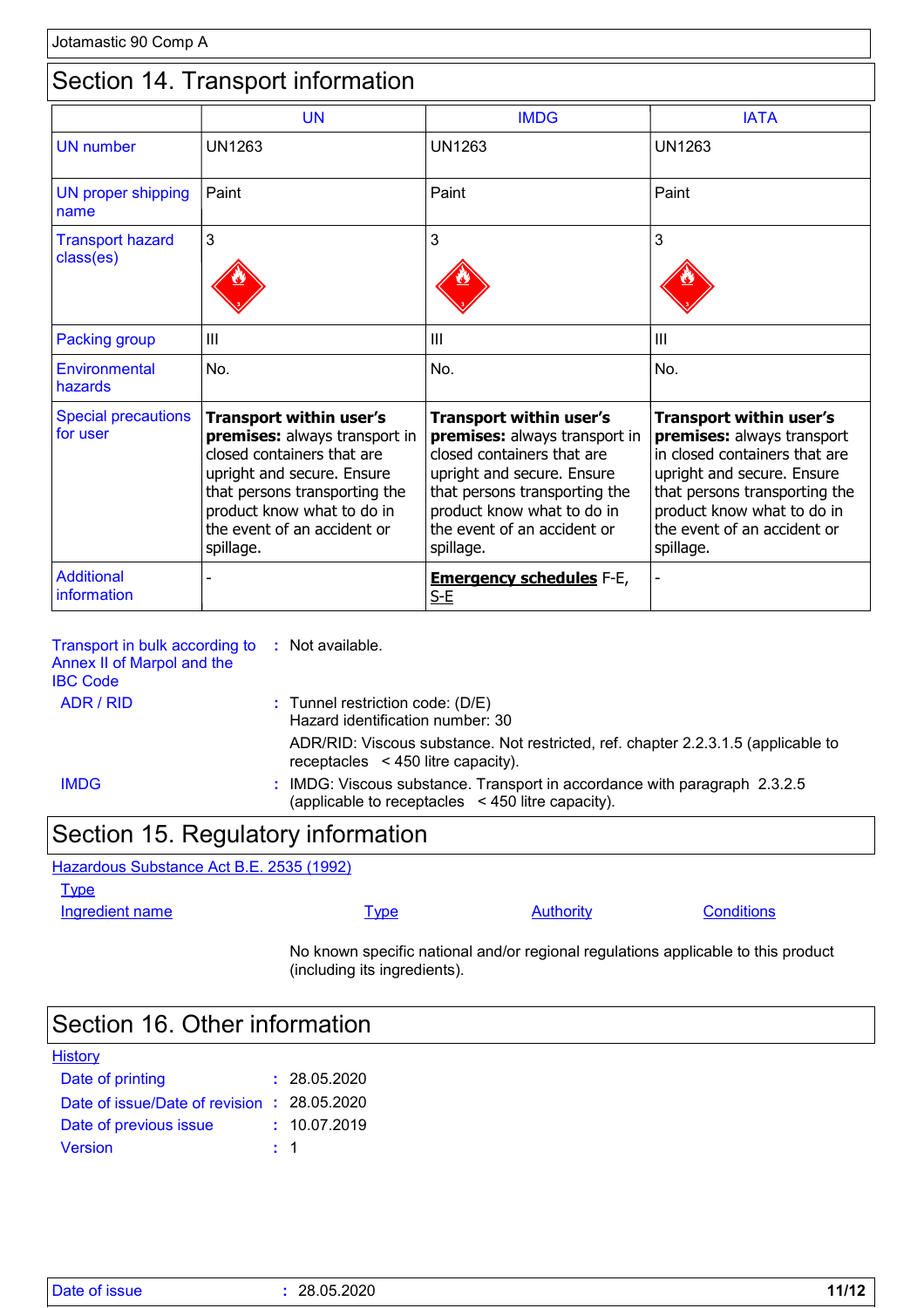## Section 14. Transport information

| | UN | IMDG | IATA |
|---|---|---|---|
| UN number | UN1263 | UN1263 | UN1263 |
| UN proper shipping name | Paint | Paint | Paint |
| Transport hazard class(es) | 3 | 3 | 3 |
| Packing group | III | III | III |
| Environmental hazards | No. | No. | No. |
| Special precautions for user | **Transport within user's premises:** always transport in closed containers that are upright and secure. Ensure that persons transporting the product know what to do in the event of an accident or spillage. | **Transport within user's premises:** always transport in closed containers that are upright and secure. Ensure that persons transporting the product know what to do in the event of an accident or spillage. | **Transport within user's premises:** always transport in closed containers that are upright and secure. Ensure that persons transporting the product know what to do in the event of an accident or spillage. |
| Additional information | - | **Emergency schedules** F-E, S-E | - |

Transport in bulk according to Annex II of Marpol and the IBC Code : Not available.

ADR / RID : Tunnel restriction code: (D/E)
Hazard identification number: 30

ADR/RID: Viscous substance. Not restricted, ref. chapter 2.2.3.1.5 (applicable to receptacles < 450 litre capacity).

IMDG : IMDG: Viscous substance. Transport in accordance with paragraph 2.3.2.5 (applicable to receptacles < 450 litre capacity).

## Section 15. Regulatory information

Hazardous Substance Act B.E. 2535 (1992)

Type

| Ingredient name | Type | Authority | Conditions |
|---|---|---|---|

No known specific national and/or regional regulations applicable to this product (including its ingredients).

## Section 16. Other information

History

Date of printing : 28.05.2020

Date of issue/Date of revision : 28.05.2020

Date of previous issue : 10.07.2019

Version : 1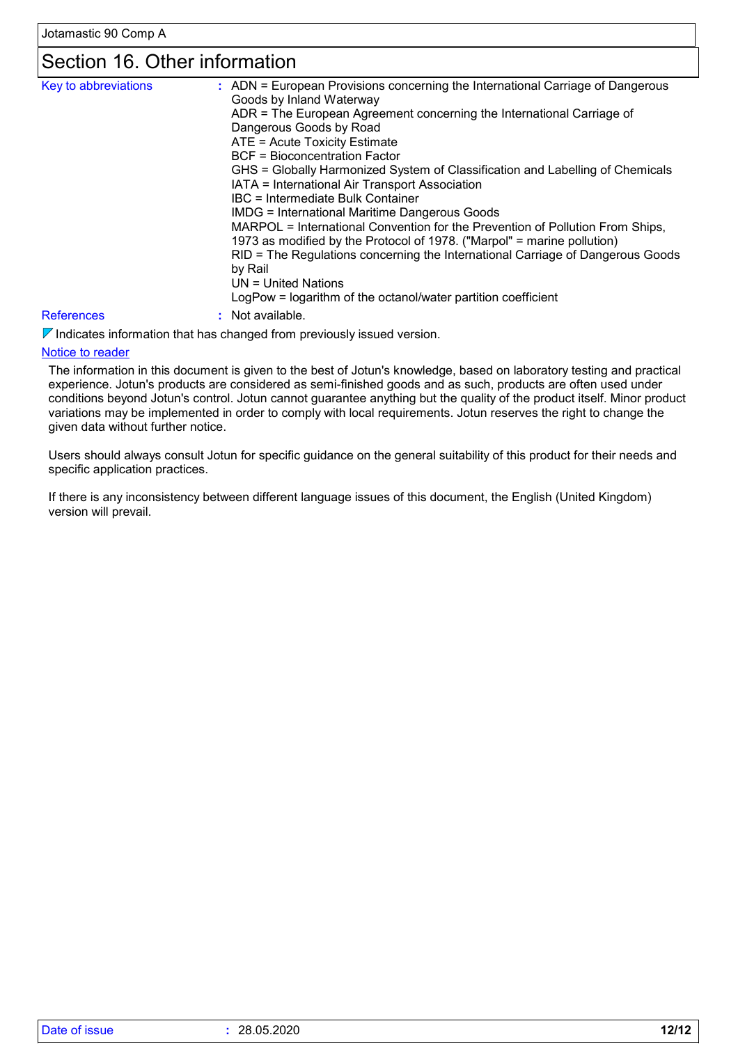## Section 16. Other information

**Key to abbreviations** :
ADN = European Provisions concerning the International Carriage of Dangerous Goods by Inland Waterway
ADR = The European Agreement concerning the International Carriage of Dangerous Goods by Road
ATE = Acute Toxicity Estimate
BCF = Bioconcentration Factor
GHS = Globally Harmonized System of Classification and Labelling of Chemicals
IATA = International Air Transport Association
IBC = Intermediate Bulk Container
IMDG = International Maritime Dangerous Goods
MARPOL = International Convention for the Prevention of Pollution From Ships, 1973 as modified by the Protocol of 1978. ("Marpol" = marine pollution)
RID = The Regulations concerning the International Carriage of Dangerous Goods by Rail
UN = United Nations
LogPow = logarithm of the octanol/water partition coefficient

**References** : Not available.

Indicates information that has changed from previously issued version.

### Notice to reader

The information in this document is given to the best of Jotun's knowledge, based on laboratory testing and practical experience. Jotun's products are considered as semi-finished goods and as such, products are often used under conditions beyond Jotun's control. Jotun cannot guarantee anything but the quality of the product itself. Minor product variations may be implemented in order to comply with local requirements. Jotun reserves the right to change the given data without further notice.

Users should always consult Jotun for specific guidance on the general suitability of this product for their needs and specific application practices.

If there is any inconsistency between different language issues of this document, the English (United Kingdom) version will prevail.

Date of issue : 28.05.2020